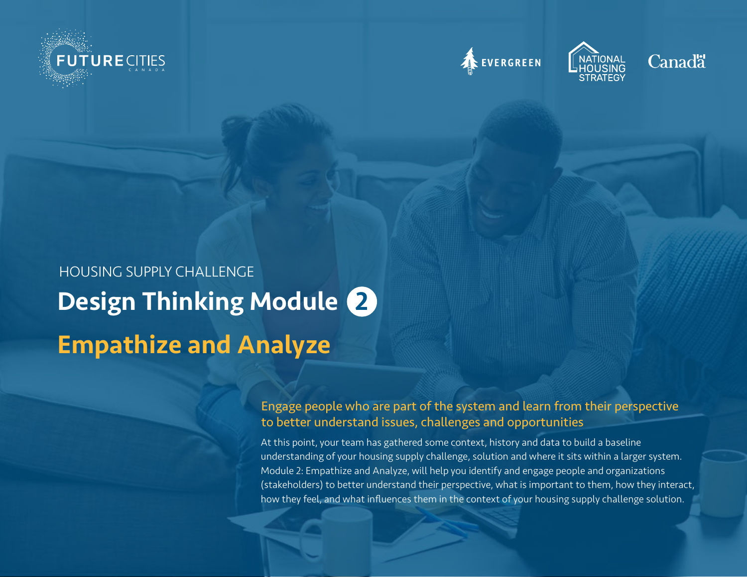HOUSING SUPPLY CHALLENGE

# Design Thinking Module 2

# Empathize and Analyze

## Engage people who are part of the system and learn from their perspective to better understand issues, challenges and opportunities

At this point, your team has gathered some context, history and data to build a baseline understanding of your housing supply challenge, solution and where it sits within a larger system. Module 2: Empathize and Analyze, will help you identify and engage people and organizations (stakeholders) to better understand their perspective, what is important to them, how they interact, how they feel, and what influences them in the context of your housing supply challenge solution.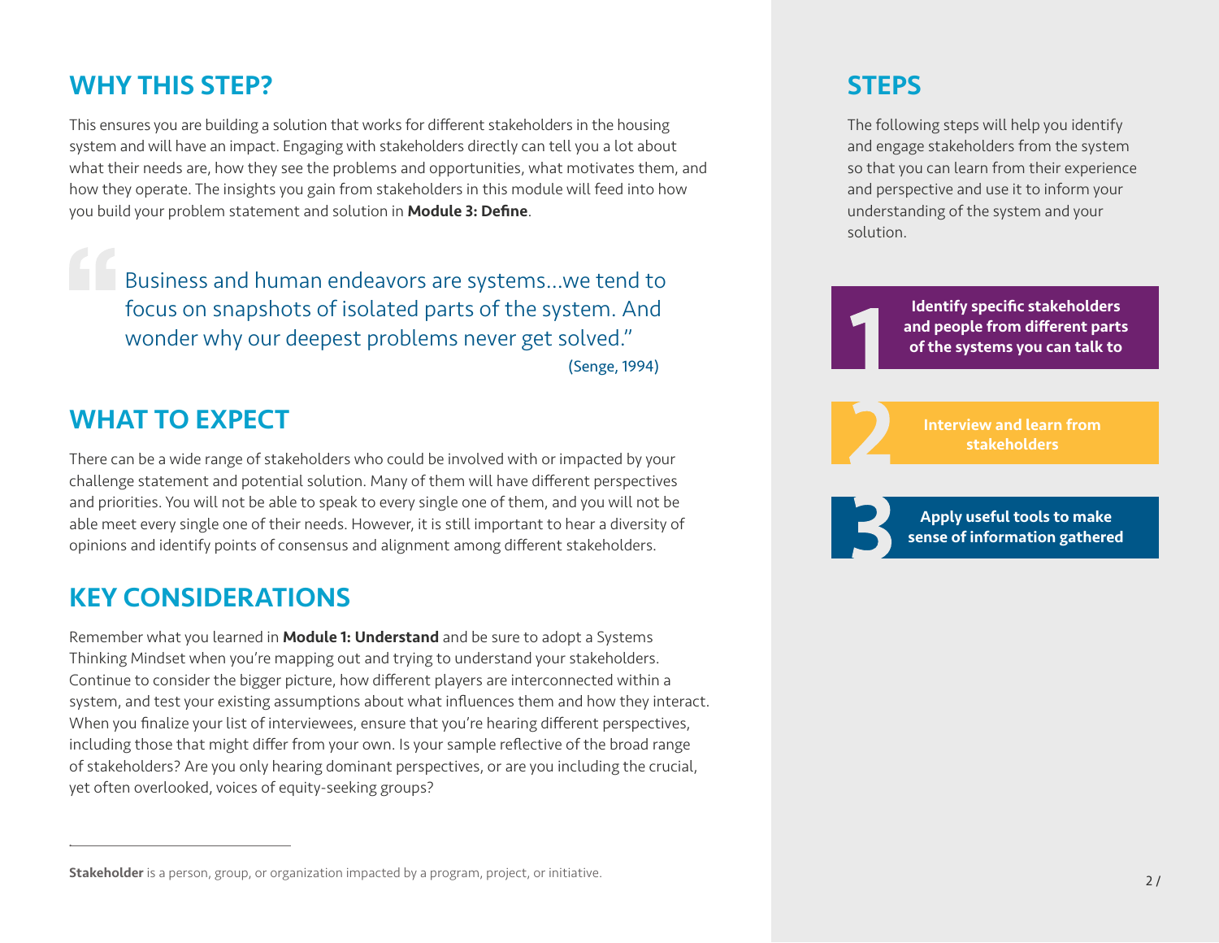## WHY THIS STEP?

This ensures you are building a solution that works for different stakeholders in the housing system and will have an impact. Engaging with stakeholders directly can tell you a lot about what their needs are, how they see the problems and opportunities, what motivates them, and how they operate. The insights you gain from stakeholders in this module will feed into how you build your problem statement and solution in **Module 3: Define**.

> Business and human endeavors are systems...we tend to focus on snapshots of isolated parts of the system. And wonder why our deepest problems never get solved."
>
> (Senge, 1994)

## WHAT TO EXPECT

There can be a wide range of stakeholders who could be involved with or impacted by your challenge statement and potential solution. Many of them will have different perspectives and priorities. You will not be able to speak to every single one of them, and you will not be able meet every single one of their needs. However, it is still important to hear a diversity of opinions and identify points of consensus and alignment among different stakeholders.

## KEY CONSIDERATIONS

Remember what you learned in **Module 1: Understand** and be sure to adopt a Systems Thinking Mindset when you're mapping out and trying to understand your stakeholders. Continue to consider the bigger picture, how different players are interconnected within a system, and test your existing assumptions about what influences them and how they interact. When you finalize your list of interviewees, ensure that you're hearing different perspectives, including those that might differ from your own. Is your sample reflective of the broad range of stakeholders? Are you only hearing dominant perspectives, or are you including the crucial, yet often overlooked, voices of equity-seeking groups?

---

**Stakeholder** is a person, group, or organization impacted by a program, project, or initiative.

## STEPS

The following steps will help you identify and engage stakeholders from the system so that you can learn from their experience and perspective and use it to inform your understanding of the system and your solution.

1. **Identify specific stakeholders and people from different parts of the systems you can talk to**
2. **Interview and learn from stakeholders**
3. **Apply useful tools to make sense of information gathered**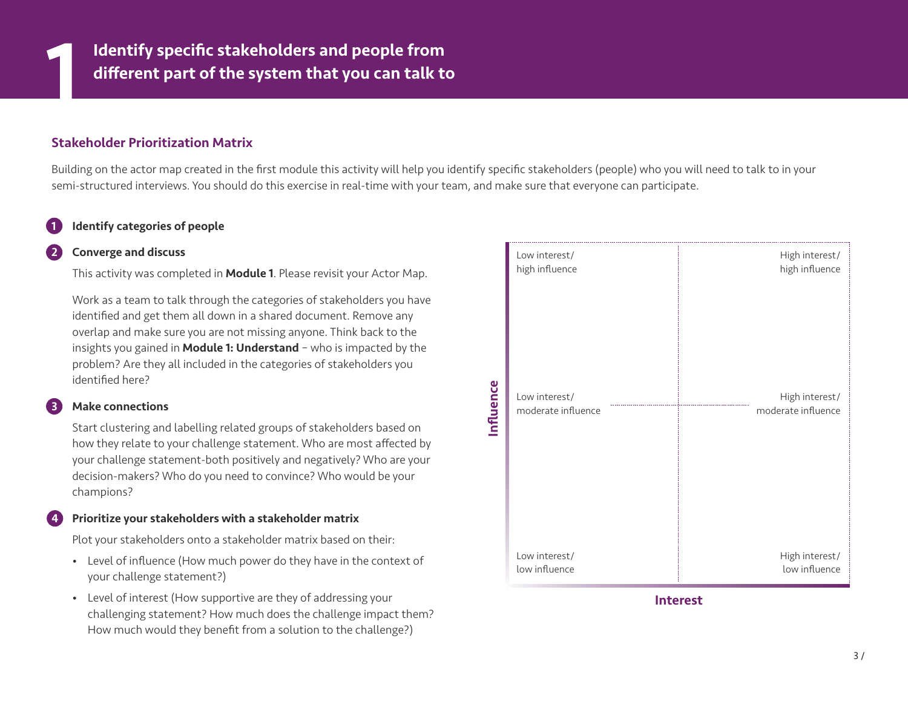# 1 Identify specific stakeholders and people from different part of the system that you can talk to

## Stakeholder Prioritization Matrix

Building on the actor map created in the first module this activity will help you identify specific stakeholders (people) who you will need to talk to in your semi-structured interviews. You should do this exercise in real-time with your team, and make sure that everyone can participate.

**1 Identify categories of people**

**2 Converge and discuss**

This activity was completed in **Module 1**. Please revisit your Actor Map.

Work as a team to talk through the categories of stakeholders you have identified and get them all down in a shared document. Remove any overlap and make sure you are not missing anyone. Think back to the insights you gained in **Module 1: Understand** – who is impacted by the problem? Are they all included in the categories of stakeholders you identified here?

**3 Make connections**

Start clustering and labelling related groups of stakeholders based on how they relate to your challenge statement. Who are most affected by your challenge statement-both positively and negatively? Who are your decision-makers? Who do you need to convince? Who would be your champions?

**4 Prioritize your stakeholders with a stakeholder matrix**

Plot your stakeholders onto a stakeholder matrix based on their:

- Level of influence (How much power do they have in the context of your challenge statement?)
- Level of interest (How supportive are they of addressing your challenging statement? How much does the challenge impact them? How much would they benefit from a solution to the challenge?)

| Influence ↑ / Interest → | Low interest | High interest |
|---|---|---|
| High influence | Low interest/ high influence | High interest/ high influence |
| Moderate influence | Low interest/ moderate influence | High interest/ moderate influence |
| Low influence | Low interest/ low influence | High interest/ low influence |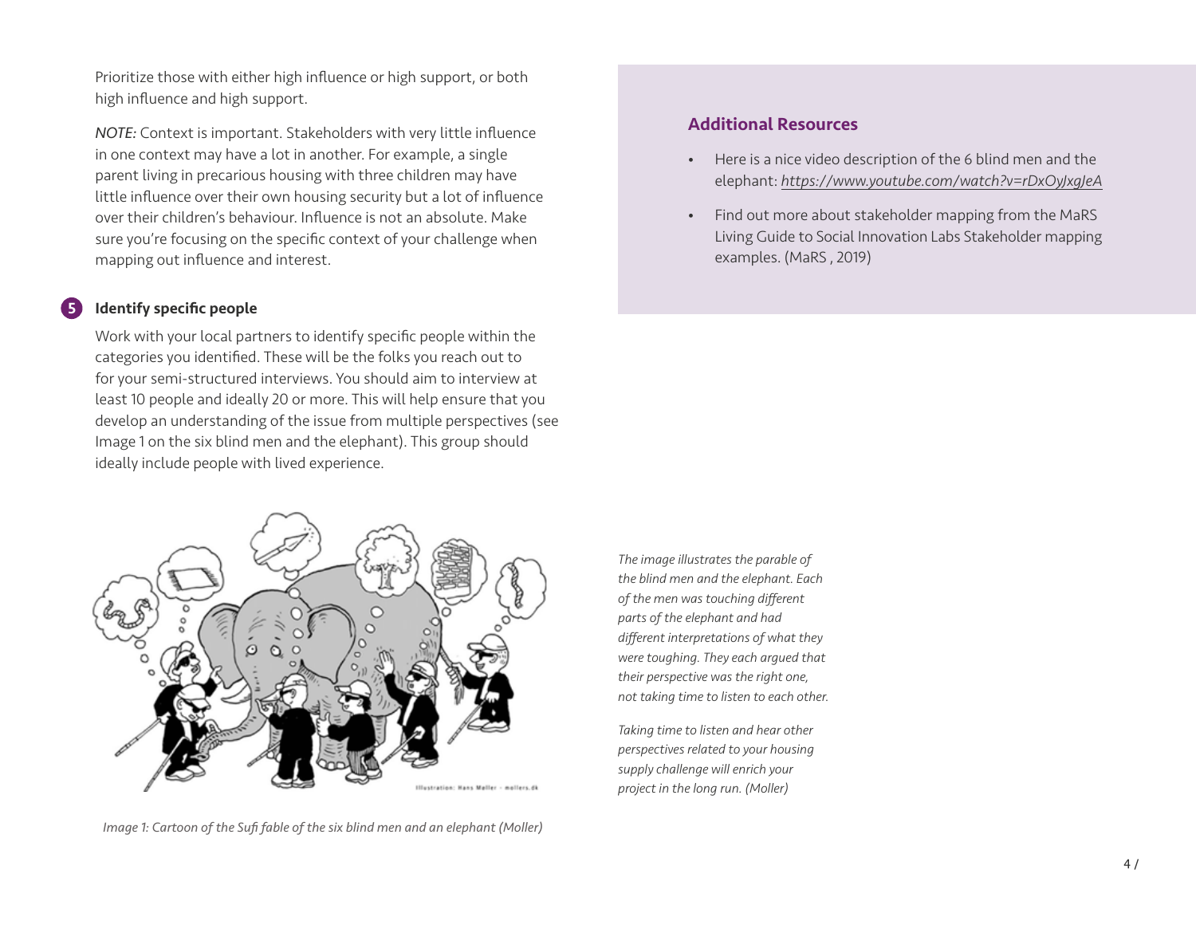Prioritize those with either high influence or high support, or both high influence and high support.

*NOTE:* Context is important. Stakeholders with very little influence in one context may have a lot in another. For example, a single parent living in precarious housing with three children may have little influence over their own housing security but a lot of influence over their children's behaviour. Influence is not an absolute. Make sure you're focusing on the specific context of your challenge when mapping out influence and interest.

### 5 Identify specific people

Work with your local partners to identify specific people within the categories you identified. These will be the folks you reach out to for your semi-structured interviews. You should aim to interview at least 10 people and ideally 20 or more. This will help ensure that you develop an understanding of the issue from multiple perspectives (see Image 1 on the six blind men and the elephant). This group should ideally include people with lived experience.

*Image 1: Cartoon of the Sufi fable of the six blind men and an elephant (Moller)*

*The image illustrates the parable of the blind men and the elephant. Each of the men was touching different parts of the elephant and had different interpretations of what they were toughing. They each argued that their perspective was the right one, not taking time to listen to each other.*

*Taking time to listen and hear other perspectives related to your housing supply challenge will enrich your project in the long run. (Moller)*

## Additional Resources

- Here is a nice video description of the 6 blind men and the elephant: *https://www.youtube.com/watch?v=rDxOyJxgJeA*
- Find out more about stakeholder mapping from the MaRS Living Guide to Social Innovation Labs Stakeholder mapping examples. (MaRS , 2019)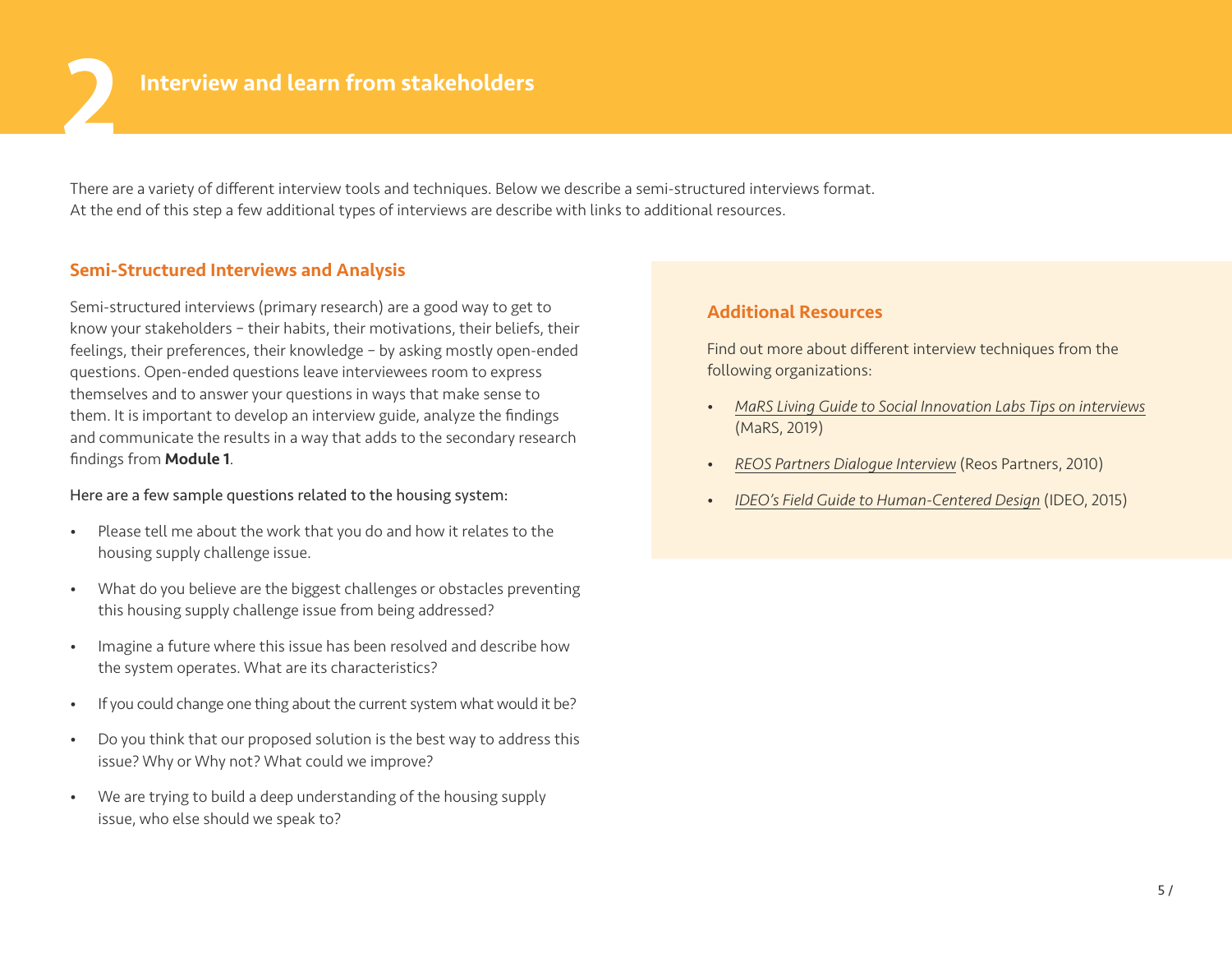# 2 Interview and learn from stakeholders

There are a variety of different interview tools and techniques. Below we describe a semi-structured interviews format. At the end of this step a few additional types of interviews are describe with links to additional resources.

## Semi-Structured Interviews and Analysis

Semi-structured interviews (primary research) are a good way to get to know your stakeholders – their habits, their motivations, their beliefs, their feelings, their preferences, their knowledge – by asking mostly open-ended questions. Open-ended questions leave interviewees room to express themselves and to answer your questions in ways that make sense to them. It is important to develop an interview guide, analyze the findings and communicate the results in a way that adds to the secondary research findings from **Module 1**.

Here are a few sample questions related to the housing system:

- Please tell me about the work that you do and how it relates to the housing supply challenge issue.
- What do you believe are the biggest challenges or obstacles preventing this housing supply challenge issue from being addressed?
- Imagine a future where this issue has been resolved and describe how the system operates. What are its characteristics?
- If you could change one thing about the current system what would it be?
- Do you think that our proposed solution is the best way to address this issue? Why or Why not? What could we improve?
- We are trying to build a deep understanding of the housing supply issue, who else should we speak to?

## Additional Resources

Find out more about different interview techniques from the following organizations:

- *MaRS Living Guide to Social Innovation Labs Tips on interviews* (MaRS, 2019)
- *REOS Partners Dialogue Interview* (Reos Partners, 2010)
- *IDEO's Field Guide to Human-Centered Design* (IDEO, 2015)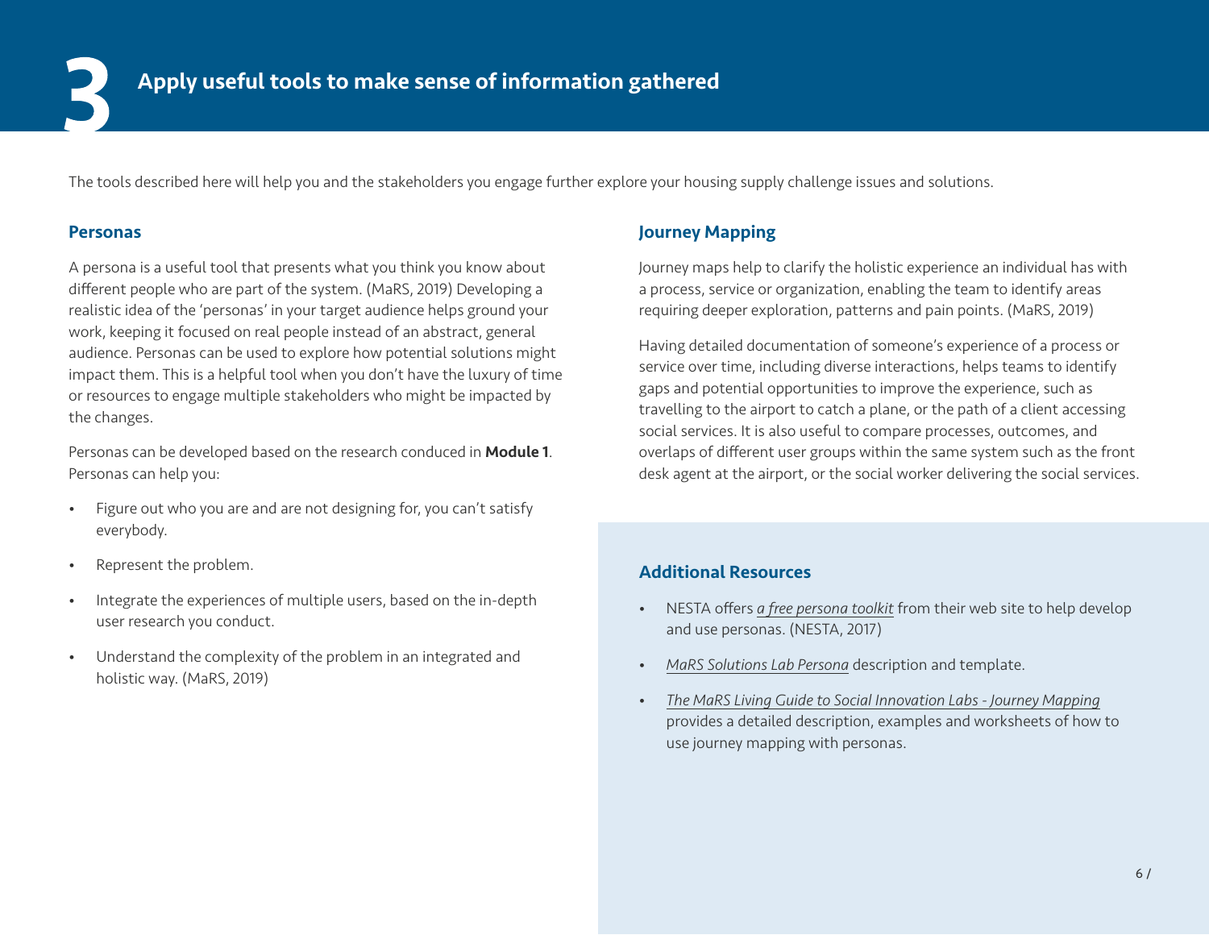# 3 Apply useful tools to make sense of information gathered

The tools described here will help you and the stakeholders you engage further explore your housing supply challenge issues and solutions.

## Personas

A persona is a useful tool that presents what you think you know about different people who are part of the system. (MaRS, 2019) Developing a realistic idea of the 'personas' in your target audience helps ground your work, keeping it focused on real people instead of an abstract, general audience. Personas can be used to explore how potential solutions might impact them. This is a helpful tool when you don't have the luxury of time or resources to engage multiple stakeholders who might be impacted by the changes.

Personas can be developed based on the research conduced in **Module 1**. Personas can help you:

- Figure out who you are and are not designing for, you can't satisfy everybody.
- Represent the problem.
- Integrate the experiences of multiple users, based on the in-depth user research you conduct.
- Understand the complexity of the problem in an integrated and holistic way. (MaRS, 2019)

## Journey Mapping

Journey maps help to clarify the holistic experience an individual has with a process, service or organization, enabling the team to identify areas requiring deeper exploration, patterns and pain points. (MaRS, 2019)

Having detailed documentation of someone's experience of a process or service over time, including diverse interactions, helps teams to identify gaps and potential opportunities to improve the experience, such as travelling to the airport to catch a plane, or the path of a client accessing social services. It is also useful to compare processes, outcomes, and overlaps of different user groups within the same system such as the front desk agent at the airport, or the social worker delivering the social services.

## Additional Resources

- NESTA offers *a free persona toolkit* from their web site to help develop and use personas. (NESTA, 2017)
- *MaRS Solutions Lab Persona* description and template.
- *The MaRS Living Guide to Social Innovation Labs - Journey Mapping* provides a detailed description, examples and worksheets of how to use journey mapping with personas.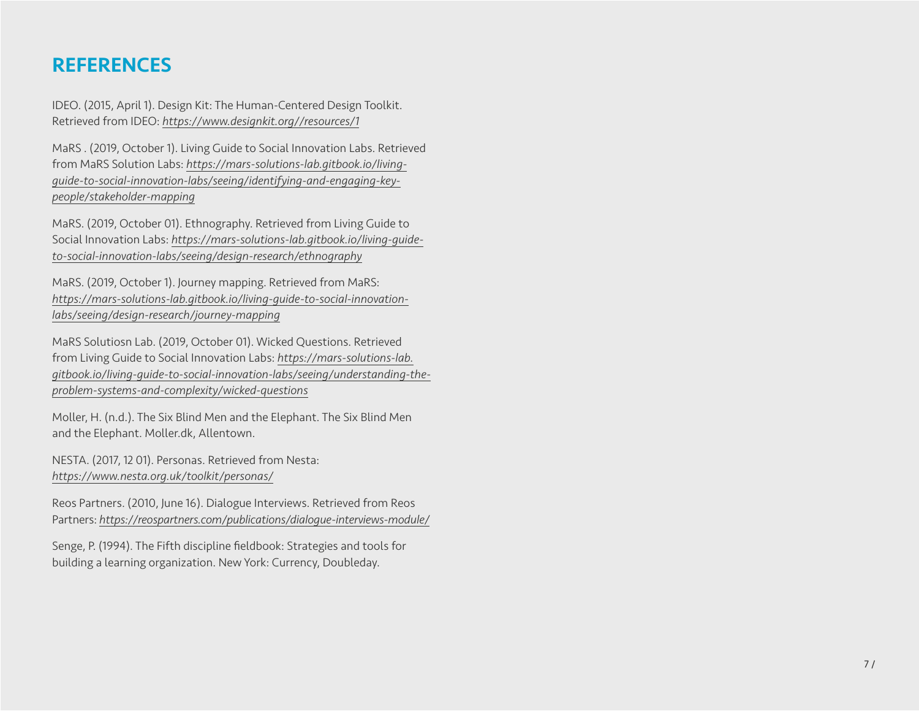# REFERENCES

IDEO. (2015, April 1). Design Kit: The Human-Centered Design Toolkit. Retrieved from IDEO: *https://www.designkit.org//resources/1*

MaRS . (2019, October 1). Living Guide to Social Innovation Labs. Retrieved from MaRS Solution Labs: *https://mars-solutions-lab.gitbook.io/living-guide-to-social-innovation-labs/seeing/identifying-and-engaging-key-people/stakeholder-mapping*

MaRS. (2019, October 01). Ethnography. Retrieved from Living Guide to Social Innovation Labs: *https://mars-solutions-lab.gitbook.io/living-guide-to-social-innovation-labs/seeing/design-research/ethnography*

MaRS. (2019, October 1). Journey mapping. Retrieved from MaRS: *https://mars-solutions-lab.gitbook.io/living-guide-to-social-innovation-labs/seeing/design-research/journey-mapping*

MaRS Solutiosn Lab. (2019, October 01). Wicked Questions. Retrieved from Living Guide to Social Innovation Labs: *https://mars-solutions-lab.gitbook.io/living-guide-to-social-innovation-labs/seeing/understanding-the-problem-systems-and-complexity/wicked-questions*

Moller, H. (n.d.). The Six Blind Men and the Elephant. The Six Blind Men and the Elephant. Moller.dk, Allentown.

NESTA. (2017, 12 01). Personas. Retrieved from Nesta: *https://www.nesta.org.uk/toolkit/personas/*

Reos Partners. (2010, June 16). Dialogue Interviews. Retrieved from Reos Partners: *https://reospartners.com/publications/dialogue-interviews-module/*

Senge, P. (1994). The Fifth discipline fieldbook: Strategies and tools for building a learning organization. New York: Currency, Doubleday.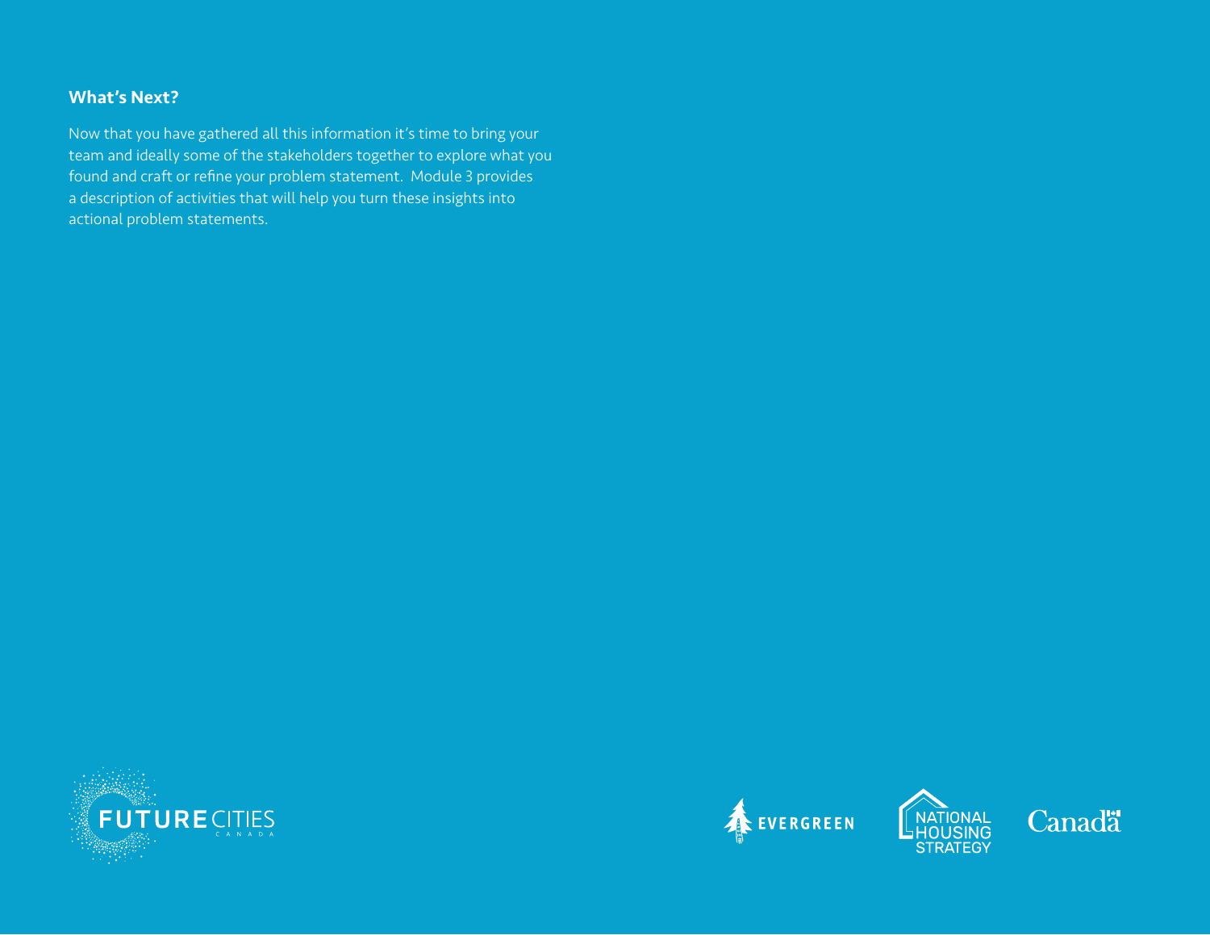### What's Next?

Now that you have gathered all this information it's time to bring your team and ideally some of the stakeholders together to explore what you found and craft or refine your problem statement. Module 3 provides a description of activities that will help you turn these insights into actional problem statements.